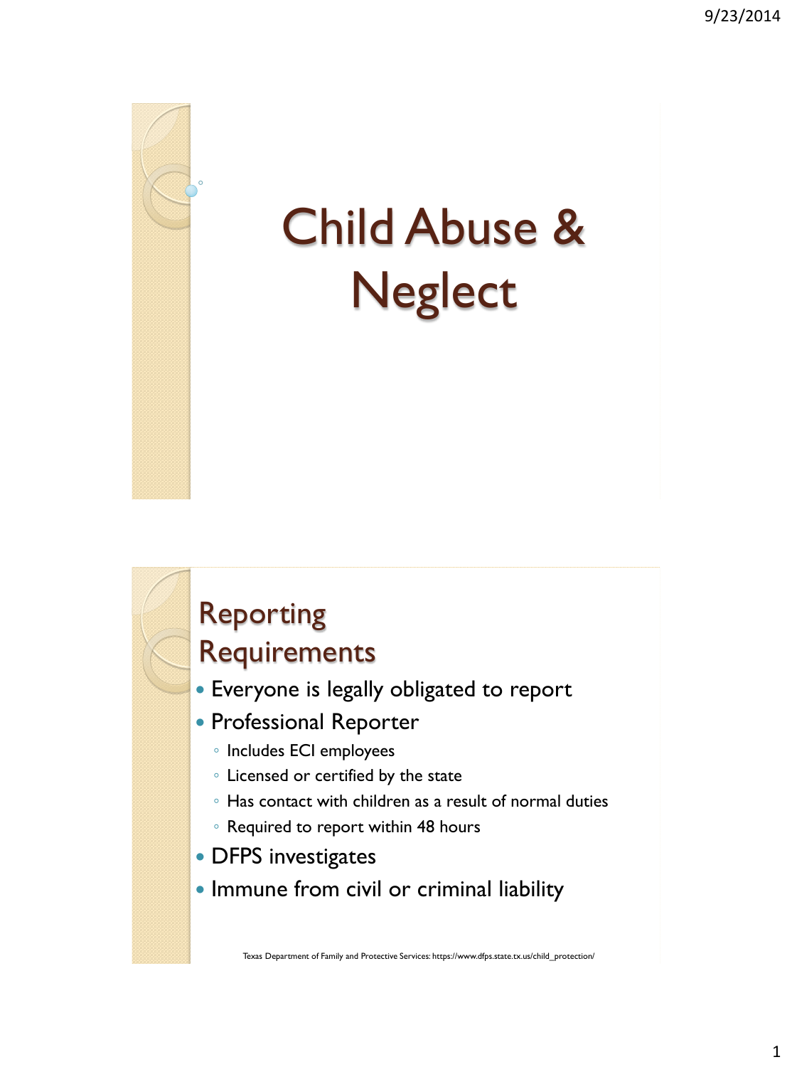# Child Abuse & Neglect

## Reporting Requirements

- Everyone is legally obligated to report
- Professional Reporter
  - Includes ECI employees
  - Licensed or certified by the state
  - Has contact with children as a result of normal duties
  - Required to report within 48 hours
- DFPS investigates
- Immune from civil or criminal liability

Texas Department of Family and Protective Services: https://www.dfps.state.tx.us/child_protection/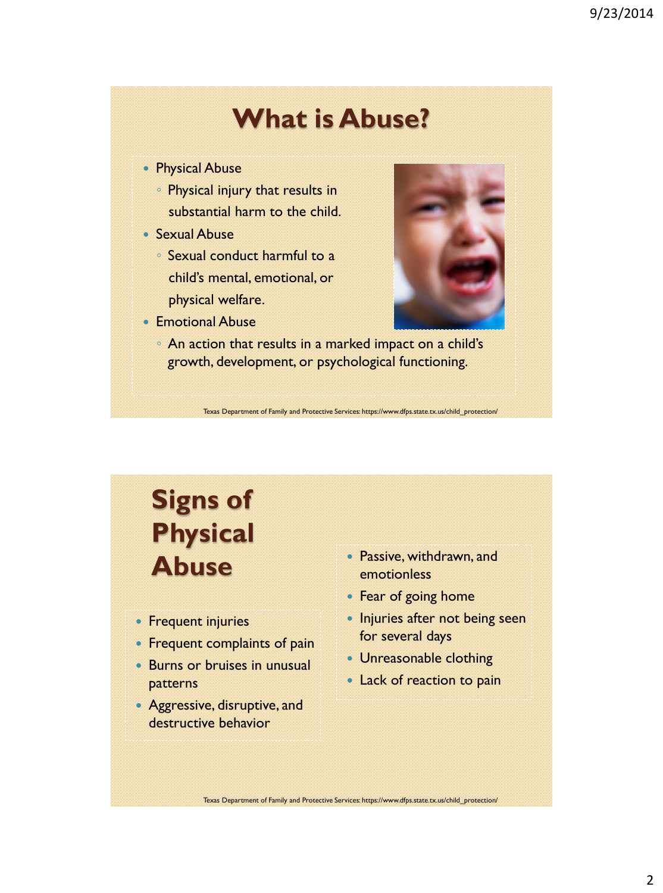# What is Abuse?

- Physical Abuse
  - Physical injury that results in substantial harm to the child.
- Sexual Abuse
  - Sexual conduct harmful to a child's mental, emotional, or physical welfare.
- Emotional Abuse
  - An action that results in a marked impact on a child's growth, development, or psychological functioning.

Texas Department of Family and Protective Services: https://www.dfps.state.tx.us/child_protection/

# Signs of Physical Abuse

- Frequent injuries
- Frequent complaints of pain
- Burns or bruises in unusual patterns
- Aggressive, disruptive, and destructive behavior
- Passive, withdrawn, and emotionless
- Fear of going home
- Injuries after not being seen for several days
- Unreasonable clothing
- Lack of reaction to pain

Texas Department of Family and Protective Services: https://www.dfps.state.tx.us/child_protection/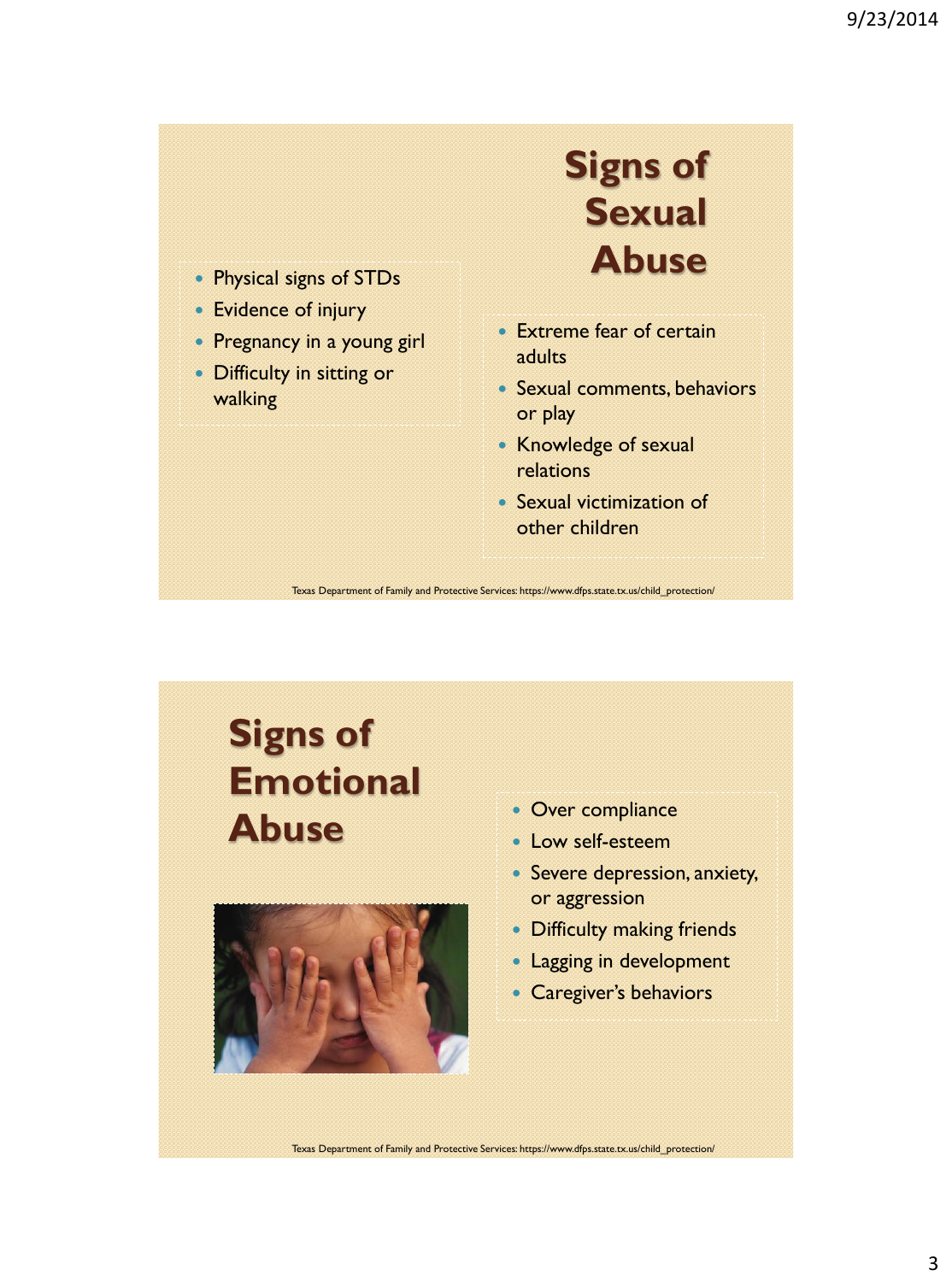# Signs of Sexual Abuse

- Physical signs of STDs
- Evidence of injury
- Pregnancy in a young girl
- Difficulty in sitting or walking

- Extreme fear of certain adults
- Sexual comments, behaviors or play
- Knowledge of sexual relations
- Sexual victimization of other children

Texas Department of Family and Protective Services: https://www.dfps.state.tx.us/child_protection/

# Signs of Emotional Abuse

- Over compliance
- Low self-esteem
- Severe depression, anxiety, or aggression
- Difficulty making friends
- Lagging in development
- Caregiver's behaviors

Texas Department of Family and Protective Services: https://www.dfps.state.tx.us/child_protection/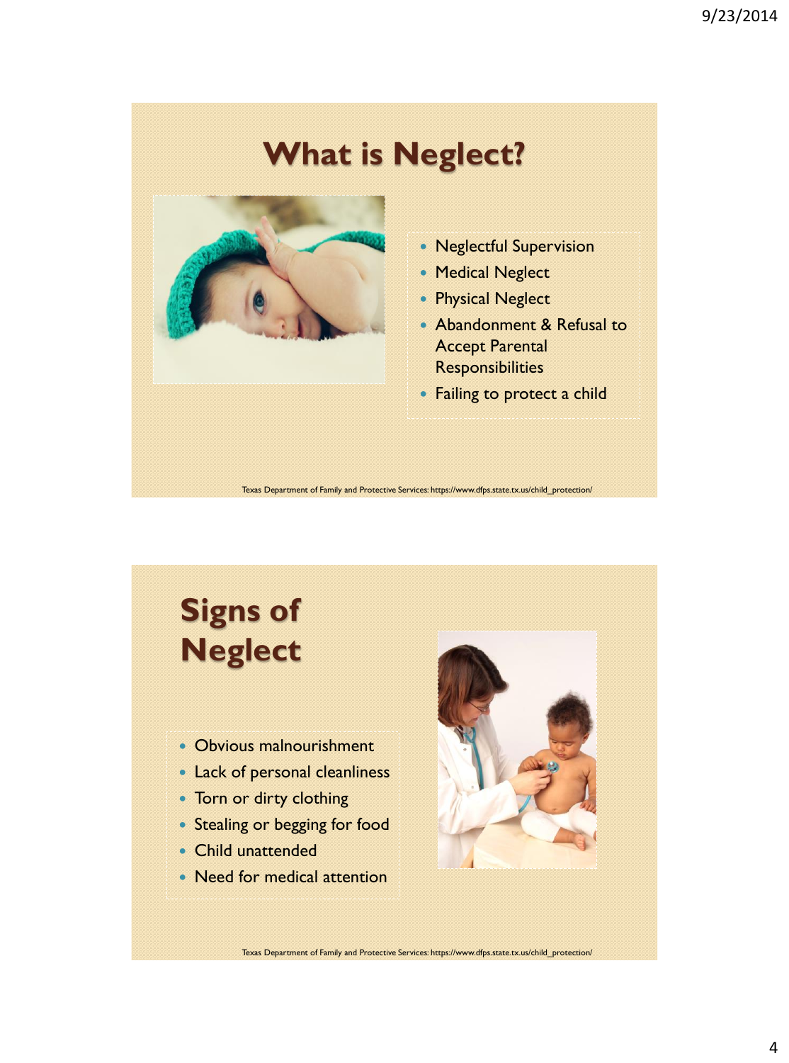# What is Neglect?

- Neglectful Supervision
- Medical Neglect
- Physical Neglect
- Abandonment & Refusal to Accept Parental Responsibilities
- Failing to protect a child

Texas Department of Family and Protective Services: https://www.dfps.state.tx.us/child_protection/

# Signs of Neglect

- Obvious malnourishment
- Lack of personal cleanliness
- Torn or dirty clothing
- Stealing or begging for food
- Child unattended
- Need for medical attention

Texas Department of Family and Protective Services: https://www.dfps.state.tx.us/child_protection/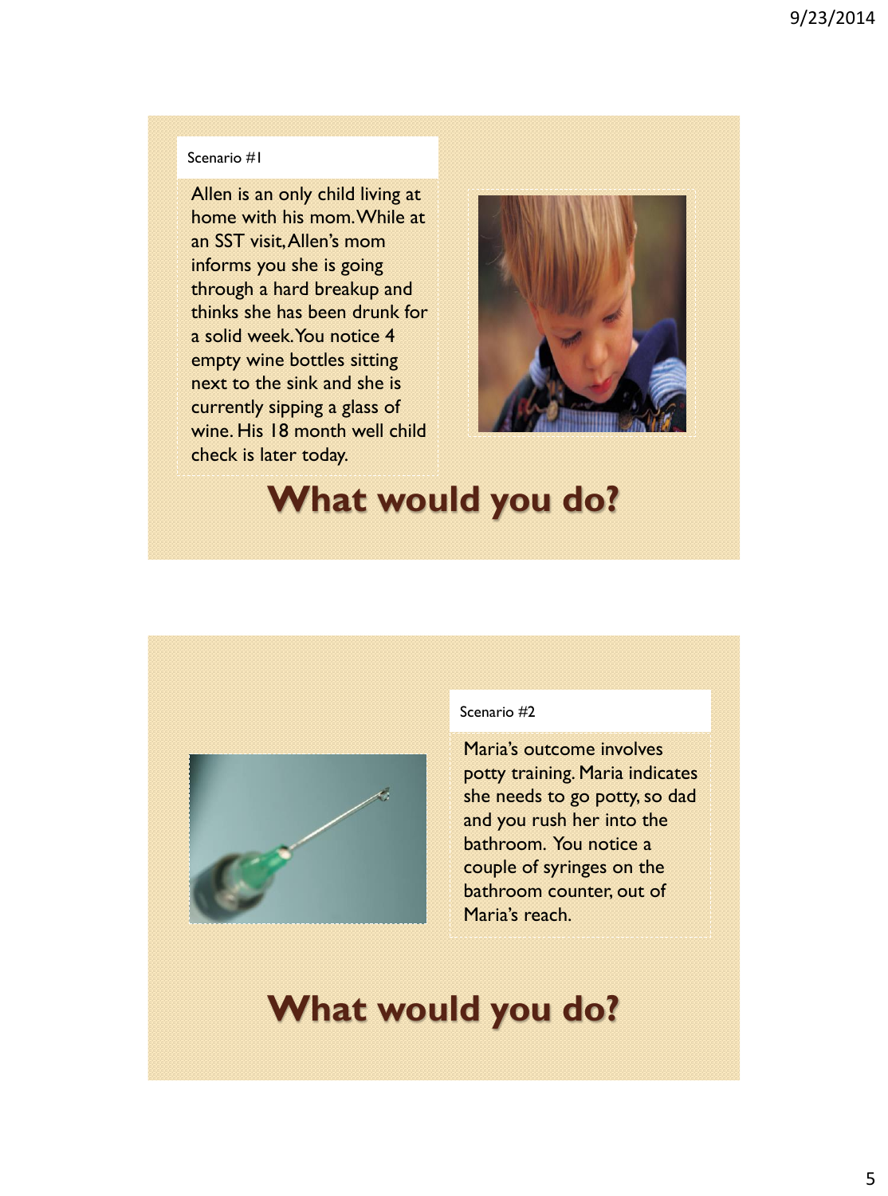Scenario #1

Allen is an only child living at home with his mom. While at an SST visit, Allen's mom informs you she is going through a hard breakup and thinks she has been drunk for a solid week. You notice 4 empty wine bottles sitting next to the sink and she is currently sipping a glass of wine. His 18 month well child check is later today.

## What would you do?

Scenario #2

Maria's outcome involves potty training. Maria indicates she needs to go potty, so dad and you rush her into the bathroom. You notice a couple of syringes on the bathroom counter, out of Maria's reach.

## What would you do?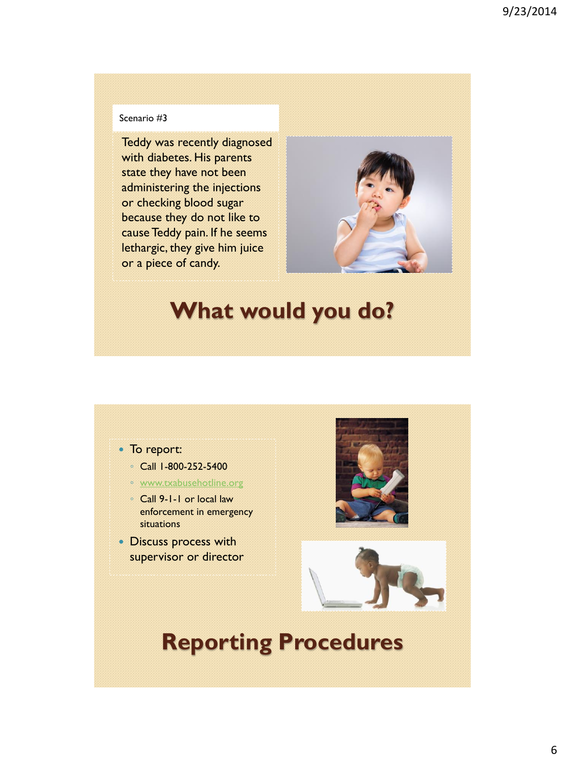Scenario #3

Teddy was recently diagnosed with diabetes. His parents state they have not been administering the injections or checking blood sugar because they do not like to cause Teddy pain. If he seems lethargic, they give him juice or a piece of candy.

## What would you do?

- To report:
  - Call 1-800-252-5400
  - www.txabusehotline.org
  - Call 9-1-1 or local law enforcement in emergency situations
- Discuss process with supervisor or director

## Reporting Procedures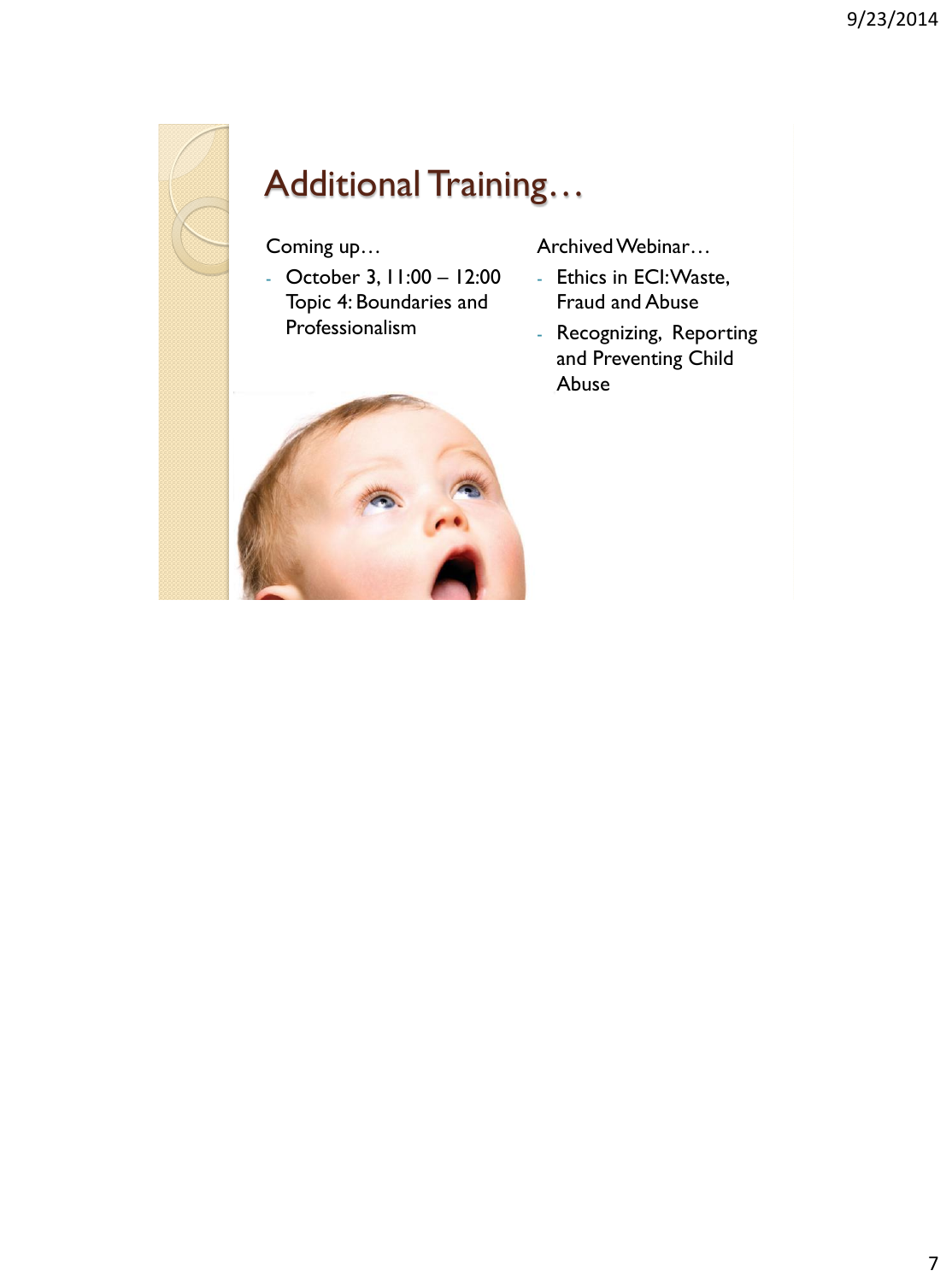# Additional Training…

Coming up…

- October 3, 11:00 – 12:00 Topic 4: Boundaries and Professionalism

Archived Webinar…

- Ethics in ECI: Waste, Fraud and Abuse
- Recognizing, Reporting and Preventing Child Abuse